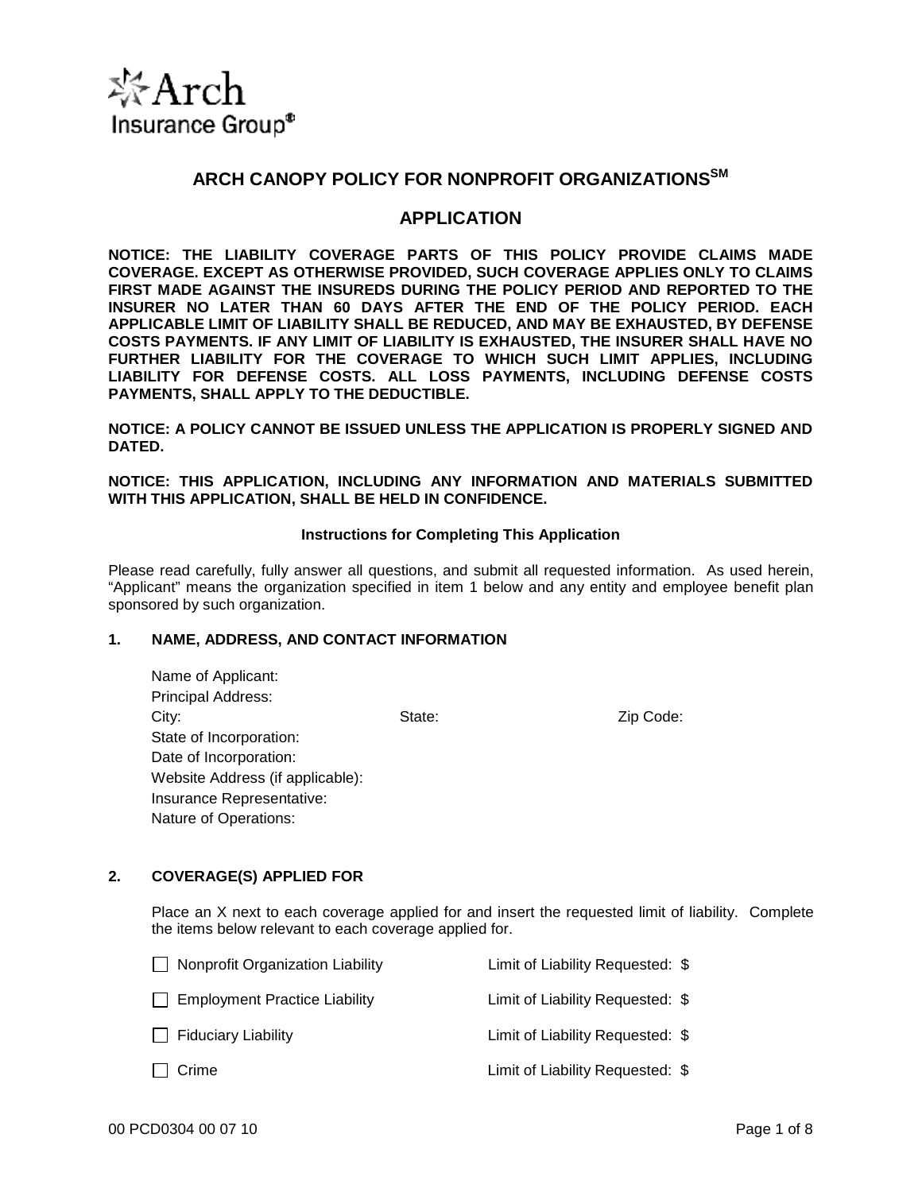Arch Insurance Group®

# ARCH CANOPY POLICY FOR NONPROFIT ORGANIZATIONS℠

## APPLICATION

**NOTICE: THE LIABILITY COVERAGE PARTS OF THIS POLICY PROVIDE CLAIMS MADE COVERAGE. EXCEPT AS OTHERWISE PROVIDED, SUCH COVERAGE APPLIES ONLY TO CLAIMS FIRST MADE AGAINST THE INSUREDS DURING THE POLICY PERIOD AND REPORTED TO THE INSURER NO LATER THAN 60 DAYS AFTER THE END OF THE POLICY PERIOD. EACH APPLICABLE LIMIT OF LIABILITY SHALL BE REDUCED, AND MAY BE EXHAUSTED, BY DEFENSE COSTS PAYMENTS. IF ANY LIMIT OF LIABILITY IS EXHAUSTED, THE INSURER SHALL HAVE NO FURTHER LIABILITY FOR THE COVERAGE TO WHICH SUCH LIMIT APPLIES, INCLUDING LIABILITY FOR DEFENSE COSTS. ALL LOSS PAYMENTS, INCLUDING DEFENSE COSTS PAYMENTS, SHALL APPLY TO THE DEDUCTIBLE.**

**NOTICE: A POLICY CANNOT BE ISSUED UNLESS THE APPLICATION IS PROPERLY SIGNED AND DATED.**

**NOTICE: THIS APPLICATION, INCLUDING ANY INFORMATION AND MATERIALS SUBMITTED WITH THIS APPLICATION, SHALL BE HELD IN CONFIDENCE.**

**Instructions for Completing This Application**

Please read carefully, fully answer all questions, and submit all requested information. As used herein, "Applicant" means the organization specified in item 1 below and any entity and employee benefit plan sponsored by such organization.

### 1. NAME, ADDRESS, AND CONTACT INFORMATION

Name of Applicant:
Principal Address:
City: State: Zip Code:
State of Incorporation:
Date of Incorporation:
Website Address (if applicable):
Insurance Representative:
Nature of Operations:

### 2. COVERAGE(S) APPLIED FOR

Place an X next to each coverage applied for and insert the requested limit of liability. Complete the items below relevant to each coverage applied for.

- ☐ Nonprofit Organization Liability — Limit of Liability Requested: $
- ☐ Employment Practice Liability — Limit of Liability Requested: $
- ☐ Fiduciary Liability — Limit of Liability Requested: $
- ☐ Crime — Limit of Liability Requested: $

00 PCD0304 00 07 10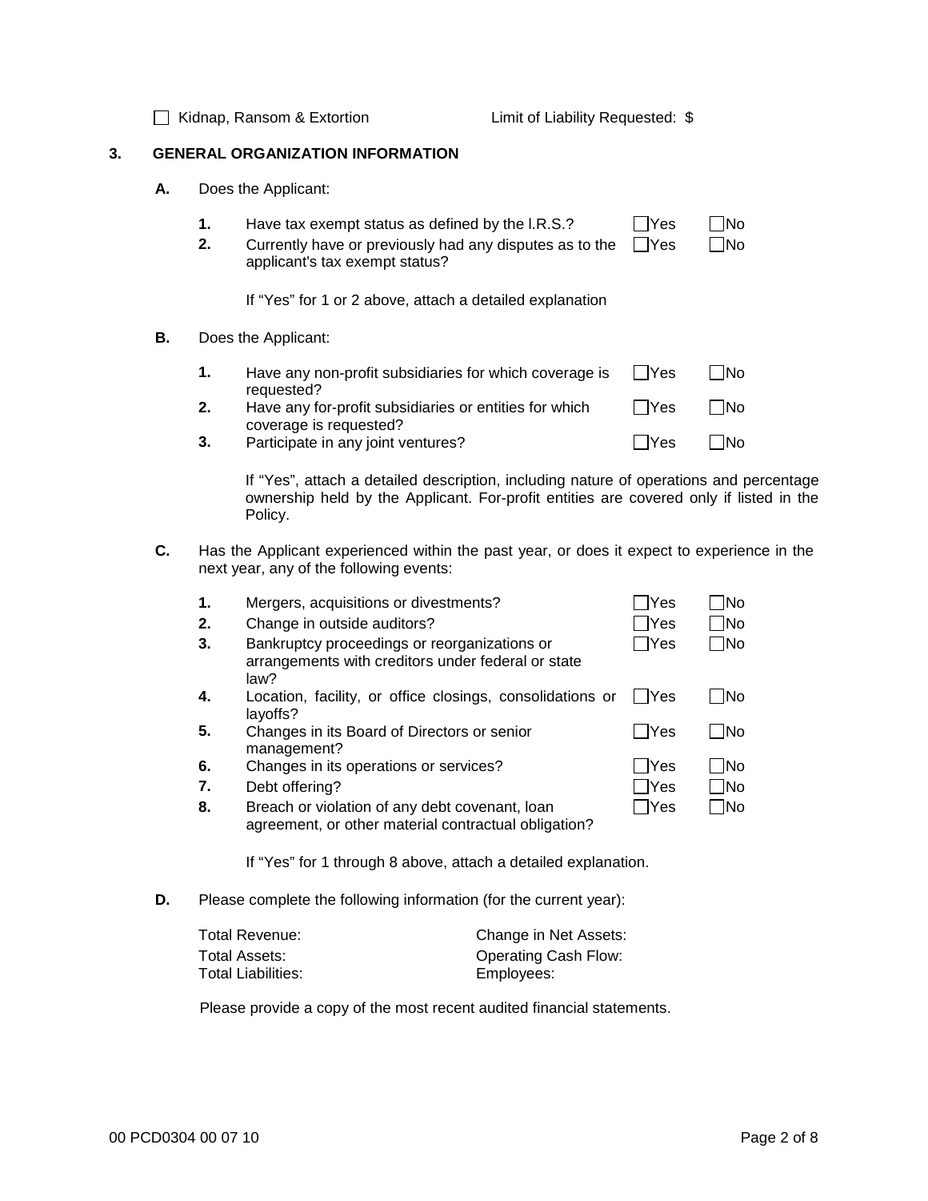☐ Kidnap, Ransom & Extortion    Limit of Liability Requested: $

## 3. GENERAL ORGANIZATION INFORMATION

**A.** Does the Applicant:

**1.** Have tax exempt status as defined by the I.R.S.? ☐Yes ☐No

**2.** Currently have or previously had any disputes as to the applicant's tax exempt status? ☐Yes ☐No

If "Yes" for 1 or 2 above, attach a detailed explanation

**B.** Does the Applicant:

**1.** Have any non-profit subsidiaries for which coverage is requested? ☐Yes ☐No

**2.** Have any for-profit subsidiaries or entities for which coverage is requested? ☐Yes ☐No

**3.** Participate in any joint ventures? ☐Yes ☐No

If "Yes", attach a detailed description, including nature of operations and percentage ownership held by the Applicant. For-profit entities are covered only if listed in the Policy.

**C.** Has the Applicant experienced within the past year, or does it expect to experience in the next year, any of the following events:

**1.** Mergers, acquisitions or divestments? ☐Yes ☐No

**2.** Change in outside auditors? ☐Yes ☐No

**3.** Bankruptcy proceedings or reorganizations or arrangements with creditors under federal or state law? ☐Yes ☐No

**4.** Location, facility, or office closings, consolidations or layoffs? ☐Yes ☐No

**5.** Changes in its Board of Directors or senior management? ☐Yes ☐No

**6.** Changes in its operations or services? ☐Yes ☐No

**7.** Debt offering? ☐Yes ☐No

**8.** Breach or violation of any debt covenant, loan agreement, or other material contractual obligation? ☐Yes ☐No

If "Yes" for 1 through 8 above, attach a detailed explanation.

**D.** Please complete the following information (for the current year):

| | |
|---|---|
| Total Revenue: | Change in Net Assets: |
| Total Assets: | Operating Cash Flow: |
| Total Liabilities: | Employees: |

Please provide a copy of the most recent audited financial statements.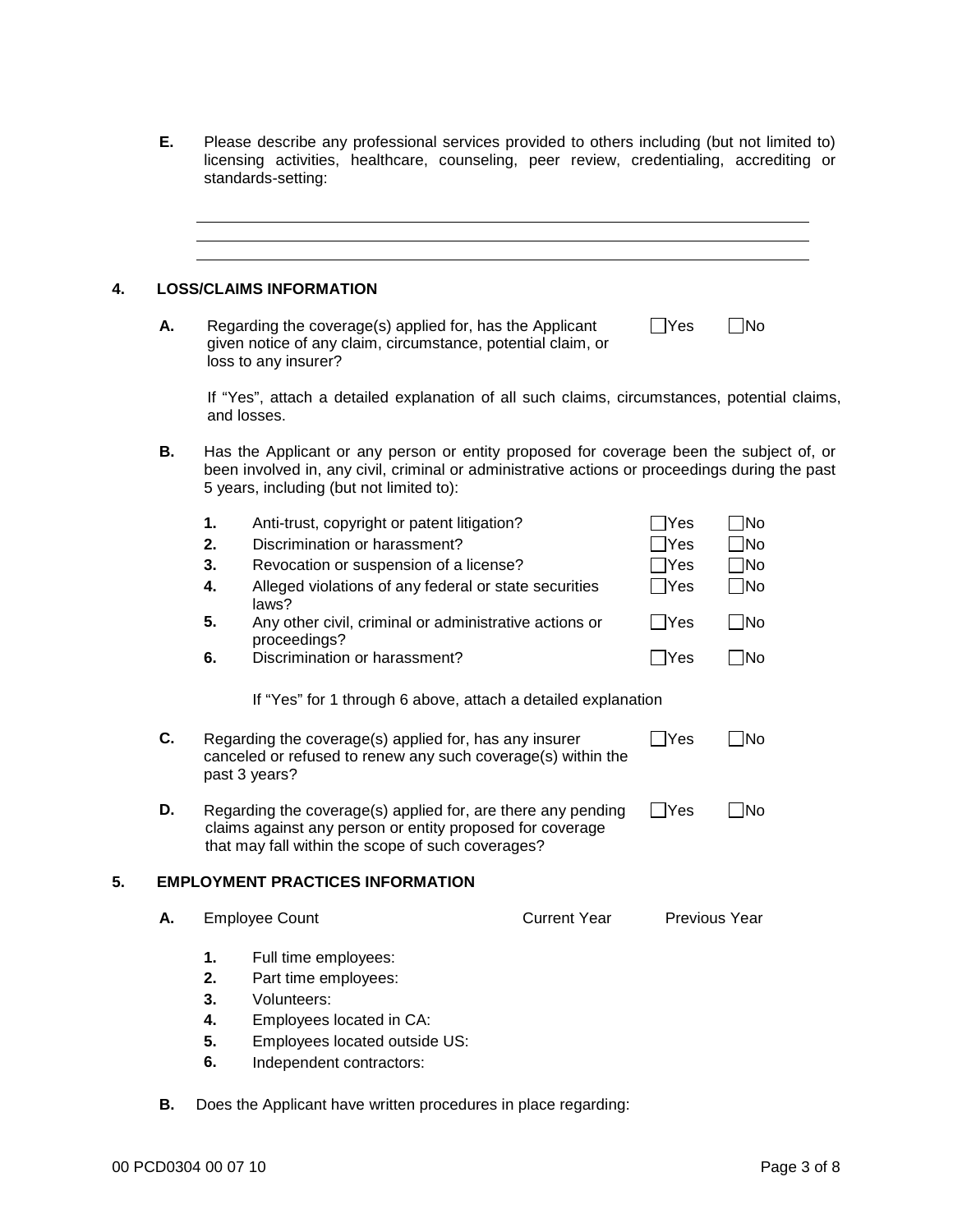**E.** Please describe any professional services provided to others including (but not limited to) licensing activities, healthcare, counseling, peer review, credentialing, accrediting or standards-setting:

\_\_\_\_\_\_\_\_\_\_\_\_\_\_\_\_\_\_\_\_\_\_\_\_\_\_\_\_\_\_\_\_\_\_\_\_\_\_\_\_\_\_\_\_\_\_\_\_\_\_\_\_\_\_\_\_\_\_\_\_

\_\_\_\_\_\_\_\_\_\_\_\_\_\_\_\_\_\_\_\_\_\_\_\_\_\_\_\_\_\_\_\_\_\_\_\_\_\_\_\_\_\_\_\_\_\_\_\_\_\_\_\_\_\_\_\_\_\_\_\_

\_\_\_\_\_\_\_\_\_\_\_\_\_\_\_\_\_\_\_\_\_\_\_\_\_\_\_\_\_\_\_\_\_\_\_\_\_\_\_\_\_\_\_\_\_\_\_\_\_\_\_\_\_\_\_\_\_\_\_\_

## 4. LOSS/CLAIMS INFORMATION

**A.** Regarding the coverage(s) applied for, has the Applicant given notice of any claim, circumstance, potential claim, or loss to any insurer? ☐ Yes ☐ No

If "Yes", attach a detailed explanation of all such claims, circumstances, potential claims, and losses.

**B.** Has the Applicant or any person or entity proposed for coverage been the subject of, or been involved in, any civil, criminal or administrative actions or proceedings during the past 5 years, including (but not limited to):

1. Anti-trust, copyright or patent litigation? ☐ Yes ☐ No
2. Discrimination or harassment? ☐ Yes ☐ No
3. Revocation or suspension of a license? ☐ Yes ☐ No
4. Alleged violations of any federal or state securities laws? ☐ Yes ☐ No
5. Any other civil, criminal or administrative actions or proceedings? ☐ Yes ☐ No
6. Discrimination or harassment? ☐ Yes ☐ No

If "Yes" for 1 through 6 above, attach a detailed explanation

**C.** Regarding the coverage(s) applied for, has any insurer canceled or refused to renew any such coverage(s) within the past 3 years? ☐ Yes ☐ No

**D.** Regarding the coverage(s) applied for, are there any pending claims against any person or entity proposed for coverage that may fall within the scope of such coverages? ☐ Yes ☐ No

## 5. EMPLOYMENT PRACTICES INFORMATION

**A.**

| Employee Count | Current Year | Previous Year |
|---|---|---|
| 1. Full time employees: | | |
| 2. Part time employees: | | |
| 3. Volunteers: | | |
| 4. Employees located in CA: | | |
| 5. Employees located outside US: | | |
| 6. Independent contractors: | | |

**B.** Does the Applicant have written procedures in place regarding: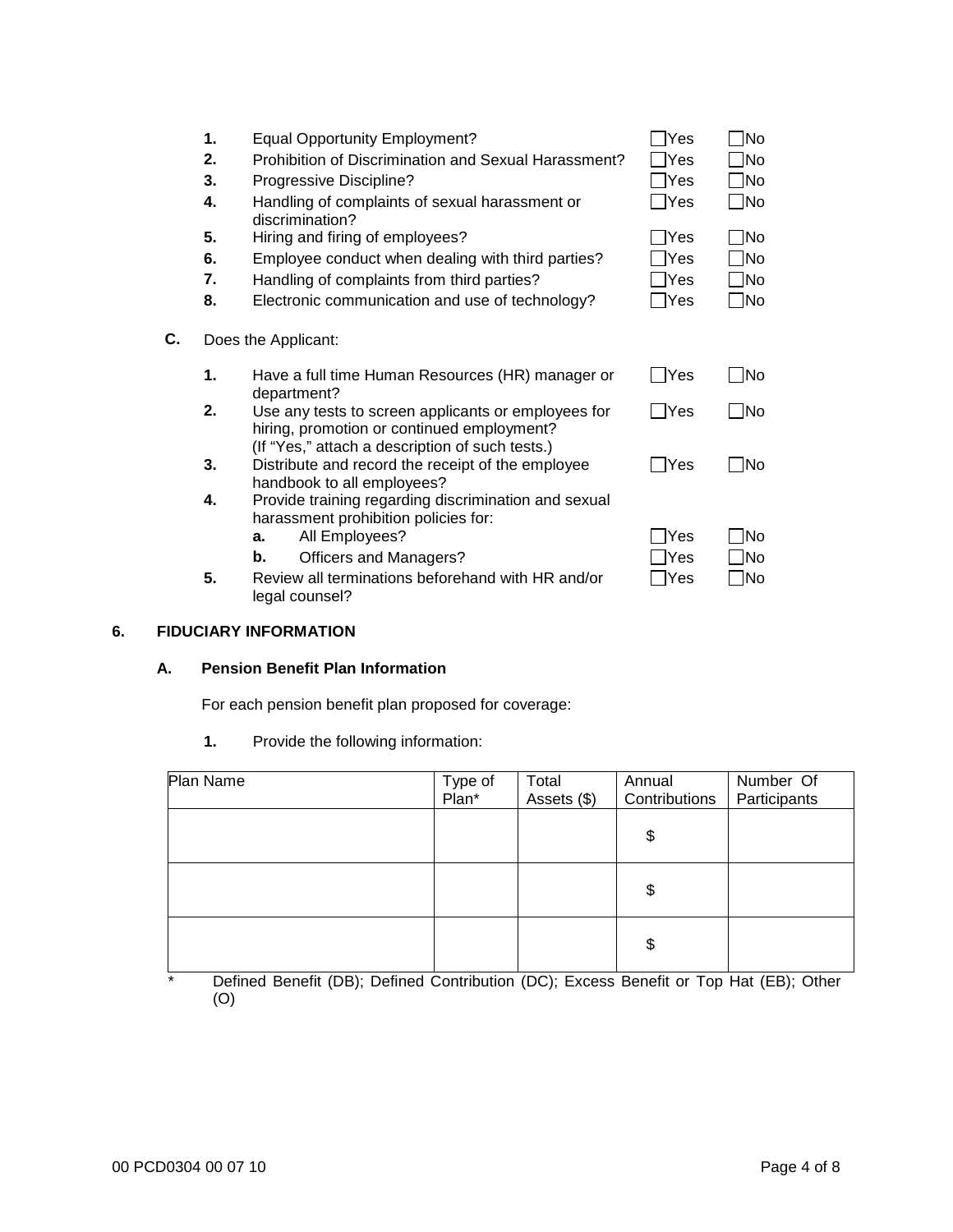1. Equal Opportunity Employment? ☐ Yes ☐ No
2. Prohibition of Discrimination and Sexual Harassment? ☐ Yes ☐ No
3. Progressive Discipline? ☐ Yes ☐ No
4. Handling of complaints of sexual harassment or discrimination? ☐ Yes ☐ No
5. Hiring and firing of employees? ☐ Yes ☐ No
6. Employee conduct when dealing with third parties? ☐ Yes ☐ No
7. Handling of complaints from third parties? ☐ Yes ☐ No
8. Electronic communication and use of technology? ☐ Yes ☐ No

**C.** Does the Applicant:

1. Have a full time Human Resources (HR) manager or department? ☐ Yes ☐ No
2. Use any tests to screen applicants or employees for hiring, promotion or continued employment? (If "Yes," attach a description of such tests.) ☐ Yes ☐ No
3. Distribute and record the receipt of the employee handbook to all employees? ☐ Yes ☐ No
4. Provide training regarding discrimination and sexual harassment prohibition policies for:
   - **a.** All Employees? ☐ Yes ☐ No
   - **b.** Officers and Managers? ☐ Yes ☐ No
5. Review all terminations beforehand with HR and/or legal counsel? ☐ Yes ☐ No

## 6. FIDUCIARY INFORMATION

### A. Pension Benefit Plan Information

For each pension benefit plan proposed for coverage:

**1.** Provide the following information:

| Plan Name | Type of Plan* | Total Assets ($) | Annual Contributions | Number Of Participants |
|---|---|---|---|---|
| | | | $ | |
| | | | $ | |
| | | | $ | |

\* Defined Benefit (DB); Defined Contribution (DC); Excess Benefit or Top Hat (EB); Other (O)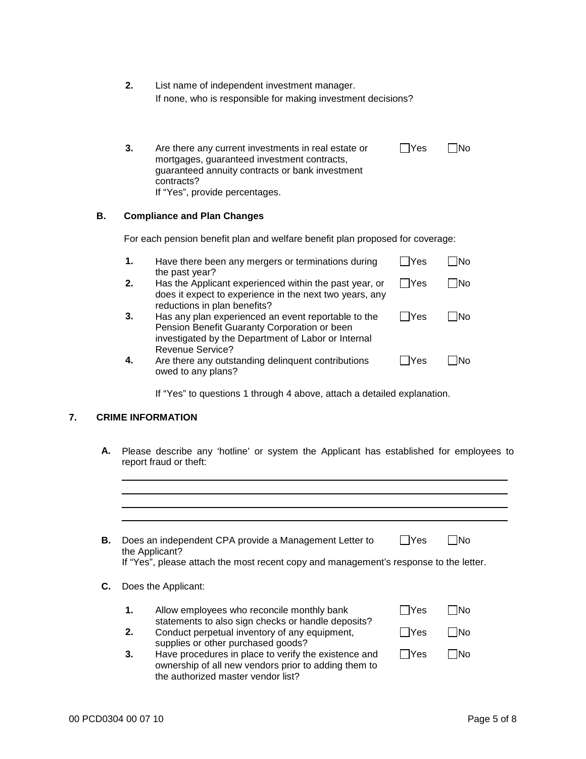2. List name of independent investment manager.
   If none, who is responsible for making investment decisions?

3. Are there any current investments in real estate or mortgages, guaranteed investment contracts, guaranteed annuity contracts or bank investment contracts? ☐Yes ☐No
   If "Yes", provide percentages.

**B. Compliance and Plan Changes**

For each pension benefit plan and welfare benefit plan proposed for coverage:

1. Have there been any mergers or terminations during the past year? ☐Yes ☐No
2. Has the Applicant experienced within the past year, or does it expect to experience in the next two years, any reductions in plan benefits? ☐Yes ☐No
3. Has any plan experienced an event reportable to the Pension Benefit Guaranty Corporation or been investigated by the Department of Labor or Internal Revenue Service? ☐Yes ☐No
4. Are there any outstanding delinquent contributions owed to any plans? ☐Yes ☐No

If "Yes" to questions 1 through 4 above, attach a detailed explanation.

## 7. CRIME INFORMATION

**A.** Please describe any 'hotline' or system the Applicant has established for employees to report fraud or theft:

\_\_\_\_\_\_\_\_\_\_\_\_\_\_\_\_\_\_\_\_\_\_\_\_\_\_\_\_\_\_\_\_\_\_\_\_\_\_\_\_\_\_\_\_\_\_\_\_\_\_\_\_\_\_\_\_\_\_\_\_\_\_\_\_\_\_\_\_\_\_

\_\_\_\_\_\_\_\_\_\_\_\_\_\_\_\_\_\_\_\_\_\_\_\_\_\_\_\_\_\_\_\_\_\_\_\_\_\_\_\_\_\_\_\_\_\_\_\_\_\_\_\_\_\_\_\_\_\_\_\_\_\_\_\_\_\_\_\_\_\_

\_\_\_\_\_\_\_\_\_\_\_\_\_\_\_\_\_\_\_\_\_\_\_\_\_\_\_\_\_\_\_\_\_\_\_\_\_\_\_\_\_\_\_\_\_\_\_\_\_\_\_\_\_\_\_\_\_\_\_\_\_\_\_\_\_\_\_\_\_\_

\_\_\_\_\_\_\_\_\_\_\_\_\_\_\_\_\_\_\_\_\_\_\_\_\_\_\_\_\_\_\_\_\_\_\_\_\_\_\_\_\_\_\_\_\_\_\_\_\_\_\_\_\_\_\_\_\_\_\_\_\_\_\_\_\_\_\_\_\_\_

**B.** Does an independent CPA provide a Management Letter to the Applicant? ☐Yes ☐No
If "Yes", please attach the most recent copy and management's response to the letter.

**C.** Does the Applicant:

1. Allow employees who reconcile monthly bank statements to also sign checks or handle deposits? ☐Yes ☐No
2. Conduct perpetual inventory of any equipment, supplies or other purchased goods? ☐Yes ☐No
3. Have procedures in place to verify the existence and ownership of all new vendors prior to adding them to the authorized master vendor list? ☐Yes ☐No

00 PCD0304 00 07 10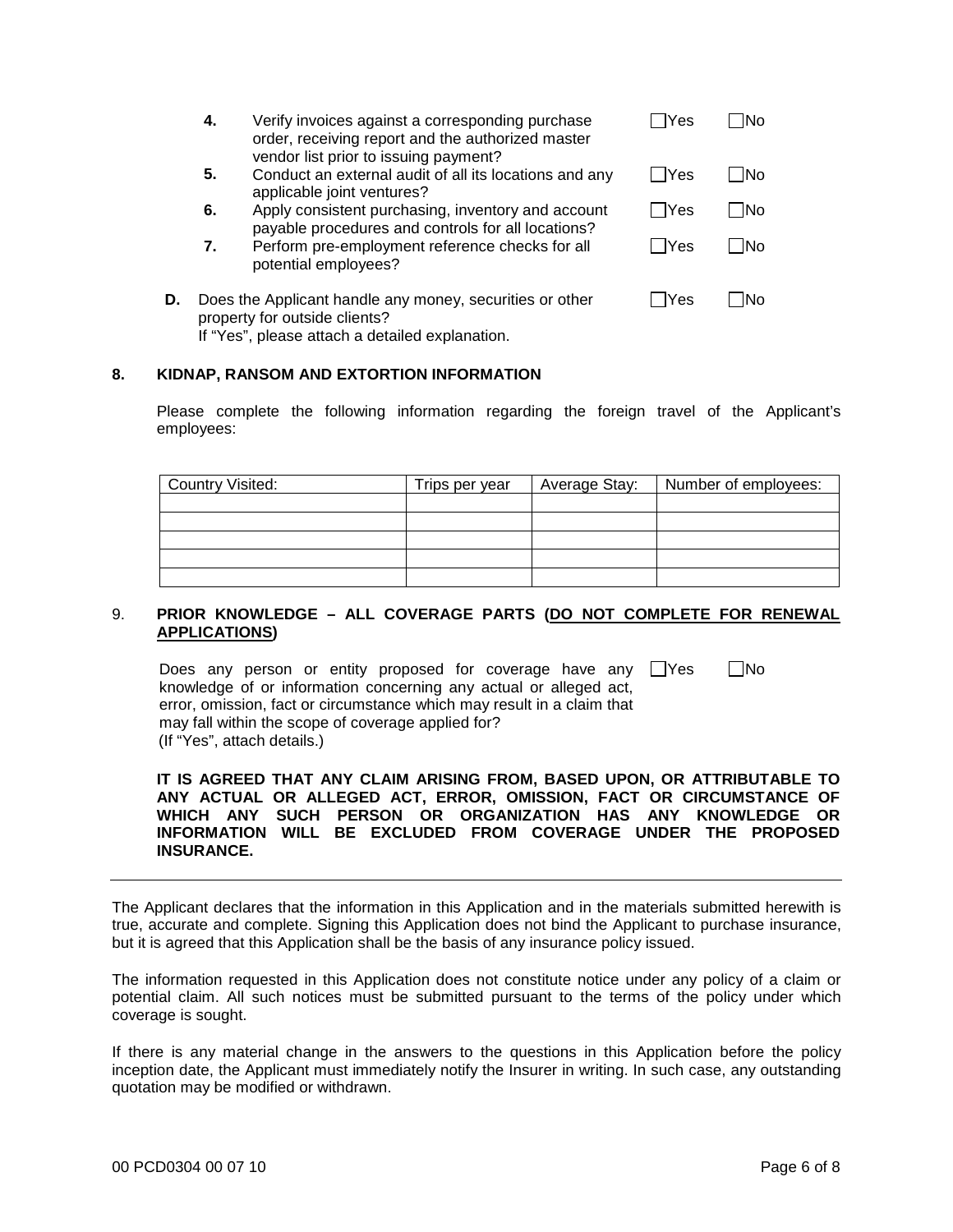4. Verify invoices against a corresponding purchase order, receiving report and the authorized master vendor list prior to issuing payment? ☐ Yes ☐ No
5. Conduct an external audit of all its locations and any applicable joint ventures? ☐ Yes ☐ No
6. Apply consistent purchasing, inventory and account payable procedures and controls for all locations? ☐ Yes ☐ No
7. Perform pre-employment reference checks for all potential employees? ☐ Yes ☐ No

**D.** Does the Applicant handle any money, securities or other property for outside clients? ☐ Yes ☐ No
If "Yes", please attach a detailed explanation.

## 8. KIDNAP, RANSOM AND EXTORTION INFORMATION

Please complete the following information regarding the foreign travel of the Applicant's employees:

| Country Visited: | Trips per year | Average Stay: | Number of employees: |
|---|---|---|---|
| | | | |
| | | | |
| | | | |
| | | | |
| | | | |

## 9. PRIOR KNOWLEDGE – ALL COVERAGE PARTS (<u>DO NOT COMPLETE FOR RENEWAL APPLICATIONS</u>)

Does any person or entity proposed for coverage have any knowledge of or information concerning any actual or alleged act, error, omission, fact or circumstance which may result in a claim that may fall within the scope of coverage applied for? ☐ Yes ☐ No
(If "Yes", attach details.)

**IT IS AGREED THAT ANY CLAIM ARISING FROM, BASED UPON, OR ATTRIBUTABLE TO ANY ACTUAL OR ALLEGED ACT, ERROR, OMISSION, FACT OR CIRCUMSTANCE OF WHICH ANY SUCH PERSON OR ORGANIZATION HAS ANY KNOWLEDGE OR INFORMATION WILL BE EXCLUDED FROM COVERAGE UNDER THE PROPOSED INSURANCE.**

---

The Applicant declares that the information in this Application and in the materials submitted herewith is true, accurate and complete. Signing this Application does not bind the Applicant to purchase insurance, but it is agreed that this Application shall be the basis of any insurance policy issued.

The information requested in this Application does not constitute notice under any policy of a claim or potential claim. All such notices must be submitted pursuant to the terms of the policy under which coverage is sought.

If there is any material change in the answers to the questions in this Application before the policy inception date, the Applicant must immediately notify the Insurer in writing. In such case, any outstanding quotation may be modified or withdrawn.

00 PCD0304 00 07 10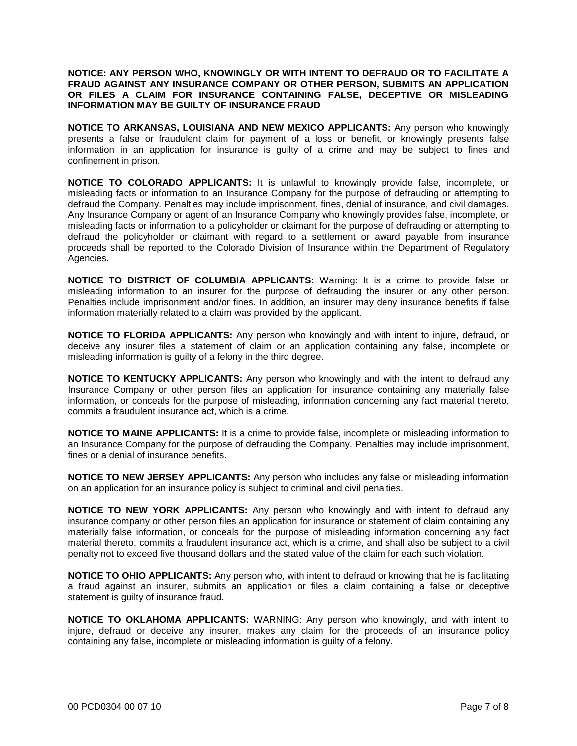**NOTICE: ANY PERSON WHO, KNOWINGLY OR WITH INTENT TO DEFRAUD OR TO FACILITATE A FRAUD AGAINST ANY INSURANCE COMPANY OR OTHER PERSON, SUBMITS AN APPLICATION OR FILES A CLAIM FOR INSURANCE CONTAINING FALSE, DECEPTIVE OR MISLEADING INFORMATION MAY BE GUILTY OF INSURANCE FRAUD**

**NOTICE TO ARKANSAS, LOUISIANA AND NEW MEXICO APPLICANTS:** Any person who knowingly presents a false or fraudulent claim for payment of a loss or benefit, or knowingly presents false information in an application for insurance is guilty of a crime and may be subject to fines and confinement in prison.

**NOTICE TO COLORADO APPLICANTS:** It is unlawful to knowingly provide false, incomplete, or misleading facts or information to an Insurance Company for the purpose of defrauding or attempting to defraud the Company. Penalties may include imprisonment, fines, denial of insurance, and civil damages. Any Insurance Company or agent of an Insurance Company who knowingly provides false, incomplete, or misleading facts or information to a policyholder or claimant for the purpose of defrauding or attempting to defraud the policyholder or claimant with regard to a settlement or award payable from insurance proceeds shall be reported to the Colorado Division of Insurance within the Department of Regulatory Agencies.

**NOTICE TO DISTRICT OF COLUMBIA APPLICANTS:** Warning: It is a crime to provide false or misleading information to an insurer for the purpose of defrauding the insurer or any other person. Penalties include imprisonment and/or fines. In addition, an insurer may deny insurance benefits if false information materially related to a claim was provided by the applicant.

**NOTICE TO FLORIDA APPLICANTS:** Any person who knowingly and with intent to injure, defraud, or deceive any insurer files a statement of claim or an application containing any false, incomplete or misleading information is guilty of a felony in the third degree.

**NOTICE TO KENTUCKY APPLICANTS:** Any person who knowingly and with the intent to defraud any Insurance Company or other person files an application for insurance containing any materially false information, or conceals for the purpose of misleading, information concerning any fact material thereto, commits a fraudulent insurance act, which is a crime.

**NOTICE TO MAINE APPLICANTS:** It is a crime to provide false, incomplete or misleading information to an Insurance Company for the purpose of defrauding the Company. Penalties may include imprisonment, fines or a denial of insurance benefits.

**NOTICE TO NEW JERSEY APPLICANTS:** Any person who includes any false or misleading information on an application for an insurance policy is subject to criminal and civil penalties.

**NOTICE TO NEW YORK APPLICANTS:** Any person who knowingly and with intent to defraud any insurance company or other person files an application for insurance or statement of claim containing any materially false information, or conceals for the purpose of misleading information concerning any fact material thereto, commits a fraudulent insurance act, which is a crime, and shall also be subject to a civil penalty not to exceed five thousand dollars and the stated value of the claim for each such violation.

**NOTICE TO OHIO APPLICANTS:** Any person who, with intent to defraud or knowing that he is facilitating a fraud against an insurer, submits an application or files a claim containing a false or deceptive statement is guilty of insurance fraud.

**NOTICE TO OKLAHOMA APPLICANTS:** WARNING: Any person who knowingly, and with intent to injure, defraud or deceive any insurer, makes any claim for the proceeds of an insurance policy containing any false, incomplete or misleading information is guilty of a felony.

00 PCD0304 00 07 10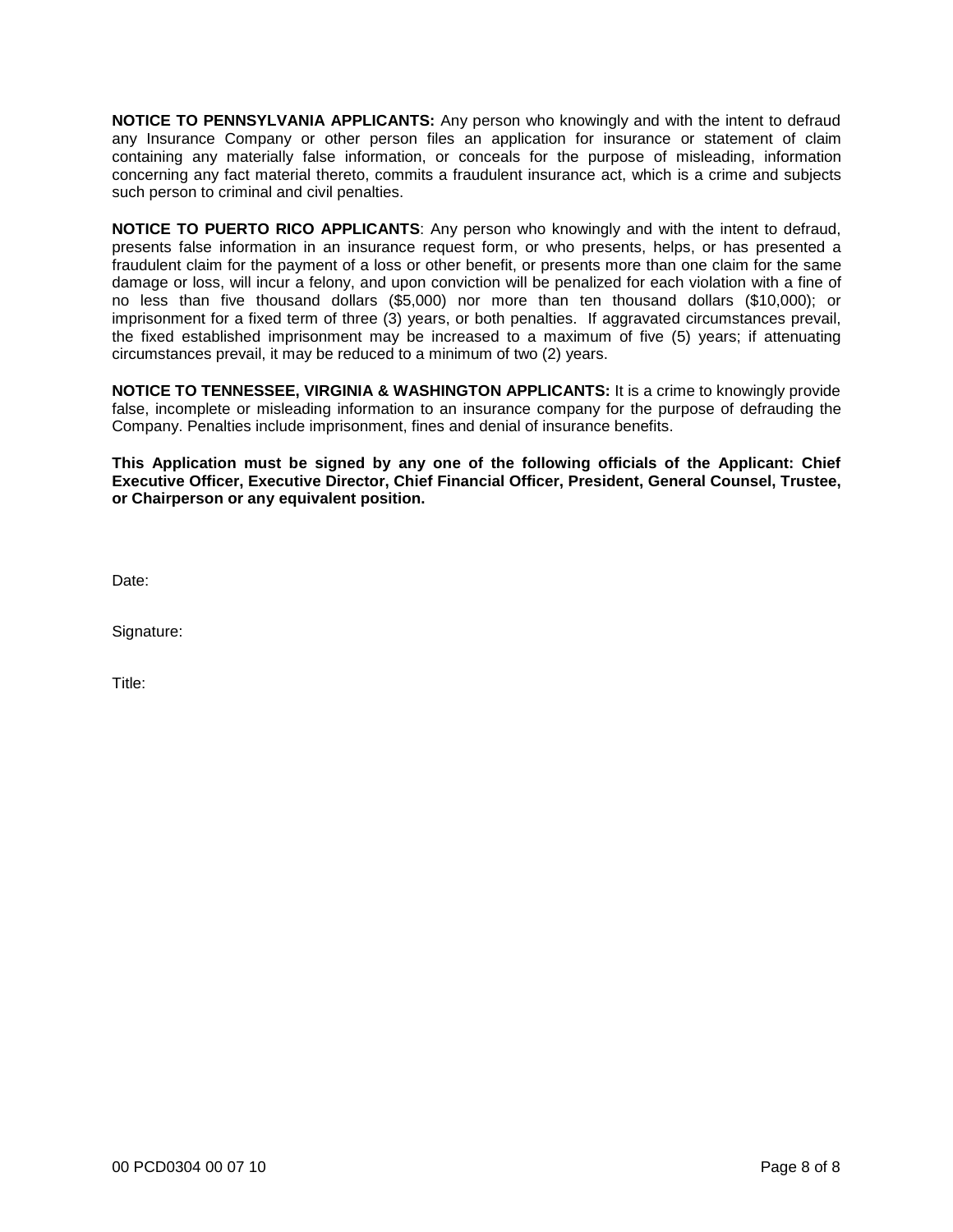**NOTICE TO PENNSYLVANIA APPLICANTS:** Any person who knowingly and with the intent to defraud any Insurance Company or other person files an application for insurance or statement of claim containing any materially false information, or conceals for the purpose of misleading, information concerning any fact material thereto, commits a fraudulent insurance act, which is a crime and subjects such person to criminal and civil penalties.

**NOTICE TO PUERTO RICO APPLICANTS**: Any person who knowingly and with the intent to defraud, presents false information in an insurance request form, or who presents, helps, or has presented a fraudulent claim for the payment of a loss or other benefit, or presents more than one claim for the same damage or loss, will incur a felony, and upon conviction will be penalized for each violation with a fine of no less than five thousand dollars ($5,000) nor more than ten thousand dollars ($10,000); or imprisonment for a fixed term of three (3) years, or both penalties. If aggravated circumstances prevail, the fixed established imprisonment may be increased to a maximum of five (5) years; if attenuating circumstances prevail, it may be reduced to a minimum of two (2) years.

**NOTICE TO TENNESSEE, VIRGINIA & WASHINGTON APPLICANTS:** It is a crime to knowingly provide false, incomplete or misleading information to an insurance company for the purpose of defrauding the Company. Penalties include imprisonment, fines and denial of insurance benefits.

**This Application must be signed by any one of the following officials of the Applicant: Chief Executive Officer, Executive Director, Chief Financial Officer, President, General Counsel, Trustee, or Chairperson or any equivalent position.**

Date:

Signature:

Title:

00 PCD0304 00 07 10